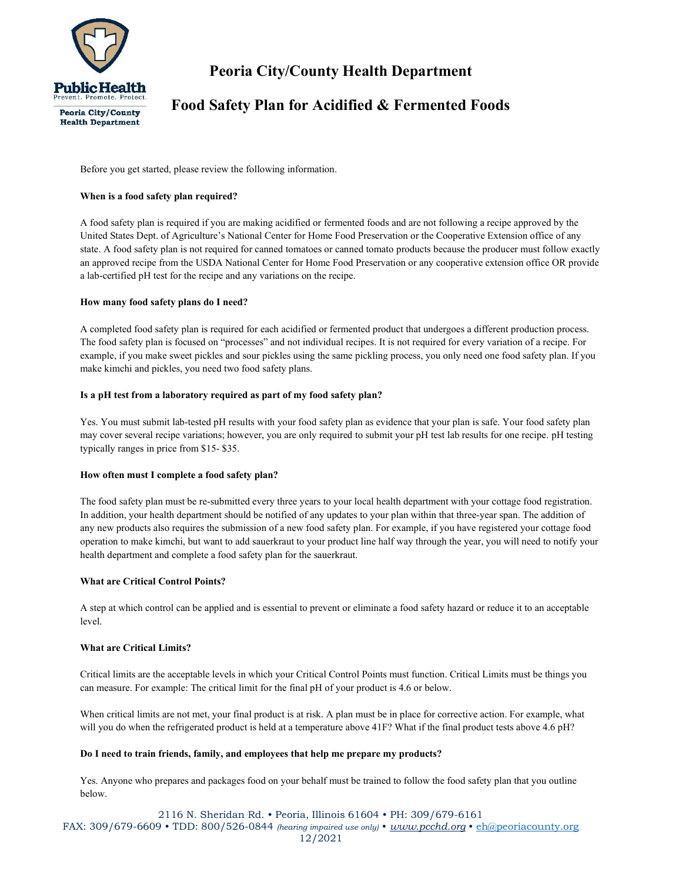Public Health
Prevent. Promote. Protect.
Peoria City/County Health Department

# Peoria City/County Health Department

## Food Safety Plan for Acidified & Fermented Foods

Before you get started, please review the following information.

**When is a food safety plan required?**

A food safety plan is required if you are making acidified or fermented foods and are not following a recipe approved by the United States Dept. of Agriculture's National Center for Home Food Preservation or the Cooperative Extension office of any state. A food safety plan is not required for canned tomatoes or canned tomato products because the producer must follow exactly an approved recipe from the USDA National Center for Home Food Preservation or any cooperative extension office OR provide a lab-certified pH test for the recipe and any variations on the recipe.

**How many food safety plans do I need?**

A completed food safety plan is required for each acidified or fermented product that undergoes a different production process. The food safety plan is focused on "processes" and not individual recipes. It is not required for every variation of a recipe. For example, if you make sweet pickles and sour pickles using the same pickling process, you only need one food safety plan. If you make kimchi and pickles, you need two food safety plans.

**Is a pH test from a laboratory required as part of my food safety plan?**

Yes. You must submit lab-tested pH results with your food safety plan as evidence that your plan is safe. Your food safety plan may cover several recipe variations; however, you are only required to submit your pH test lab results for one recipe. pH testing typically ranges in price from $15- $35.

**How often must I complete a food safety plan?**

The food safety plan must be re-submitted every three years to your local health department with your cottage food registration. In addition, your health department should be notified of any updates to your plan within that three-year span. The addition of any new products also requires the submission of a new food safety plan. For example, if you have registered your cottage food operation to make kimchi, but want to add sauerkraut to your product line half way through the year, you will need to notify your health department and complete a food safety plan for the sauerkraut.

**What are Critical Control Points?**

A step at which control can be applied and is essential to prevent or eliminate a food safety hazard or reduce it to an acceptable level.

**What are Critical Limits?**

Critical limits are the acceptable levels in which your Critical Control Points must function. Critical Limits must be things you can measure. For example: The critical limit for the final pH of your product is 4.6 or below.

When critical limits are not met, your final product is at risk. A plan must be in place for corrective action. For example, what will you do when the refrigerated product is held at a temperature above 41F? What if the final product tests above 4.6 pH?

**Do I need to train friends, family, and employees that help me prepare my products?**

Yes. Anyone who prepares and packages food on your behalf must be trained to follow the food safety plan that you outline below.

2116 N. Sheridan Rd. • Peoria, Illinois 61604 • PH: 309/679-6161
FAX: 309/679-6609 • TDD: 800/526-0844 *(hearing impaired use only)* • *www.pcchd.org* • eh@peoriacounty.org
12/2021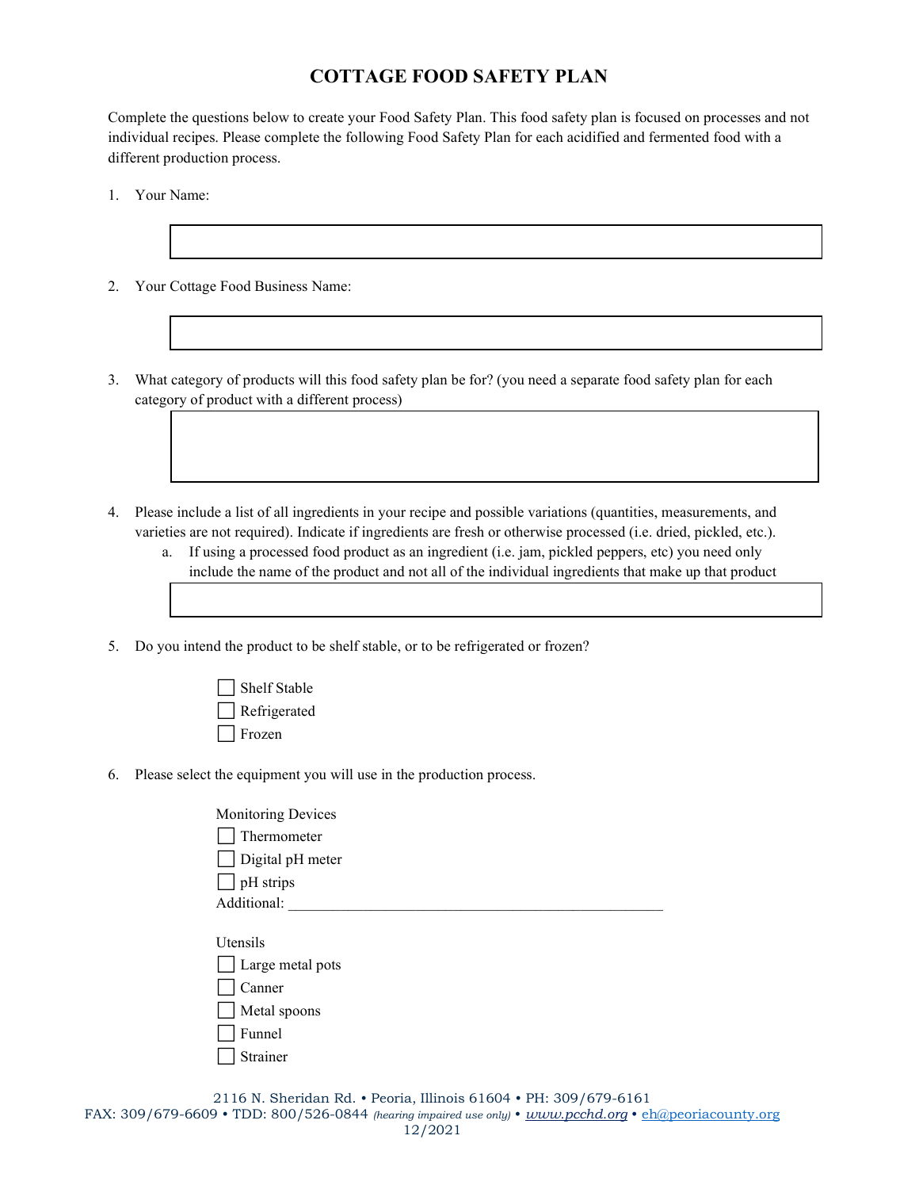# COTTAGE FOOD SAFETY PLAN

Complete the questions below to create your Food Safety Plan. This food safety plan is focused on processes and not individual recipes. Please complete the following Food Safety Plan for each acidified and fermented food with a different production process.

1. Your Name:

2. Your Cottage Food Business Name:

3. What category of products will this food safety plan be for? (you need a separate food safety plan for each category of product with a different process)

4. Please include a list of all ingredients in your recipe and possible variations (quantities, measurements, and varieties are not required). Indicate if ingredients are fresh or otherwise processed (i.e. dried, pickled, etc.).
   a. If using a processed food product as an ingredient (i.e. jam, pickled peppers, etc) you need only include the name of the product and not all of the individual ingredients that make up that product

5. Do you intend the product to be shelf stable, or to be refrigerated or frozen?

   - ☐ Shelf Stable
   - ☐ Refrigerated
   - ☐ Frozen

6. Please select the equipment you will use in the production process.

   Monitoring Devices
   - ☐ Thermometer
   - ☐ Digital pH meter
   - ☐ pH strips

   Additional: ___________________________________________________

   Utensils
   - ☐ Large metal pots
   - ☐ Canner
   - ☐ Metal spoons
   - ☐ Funnel
   - ☐ Strainer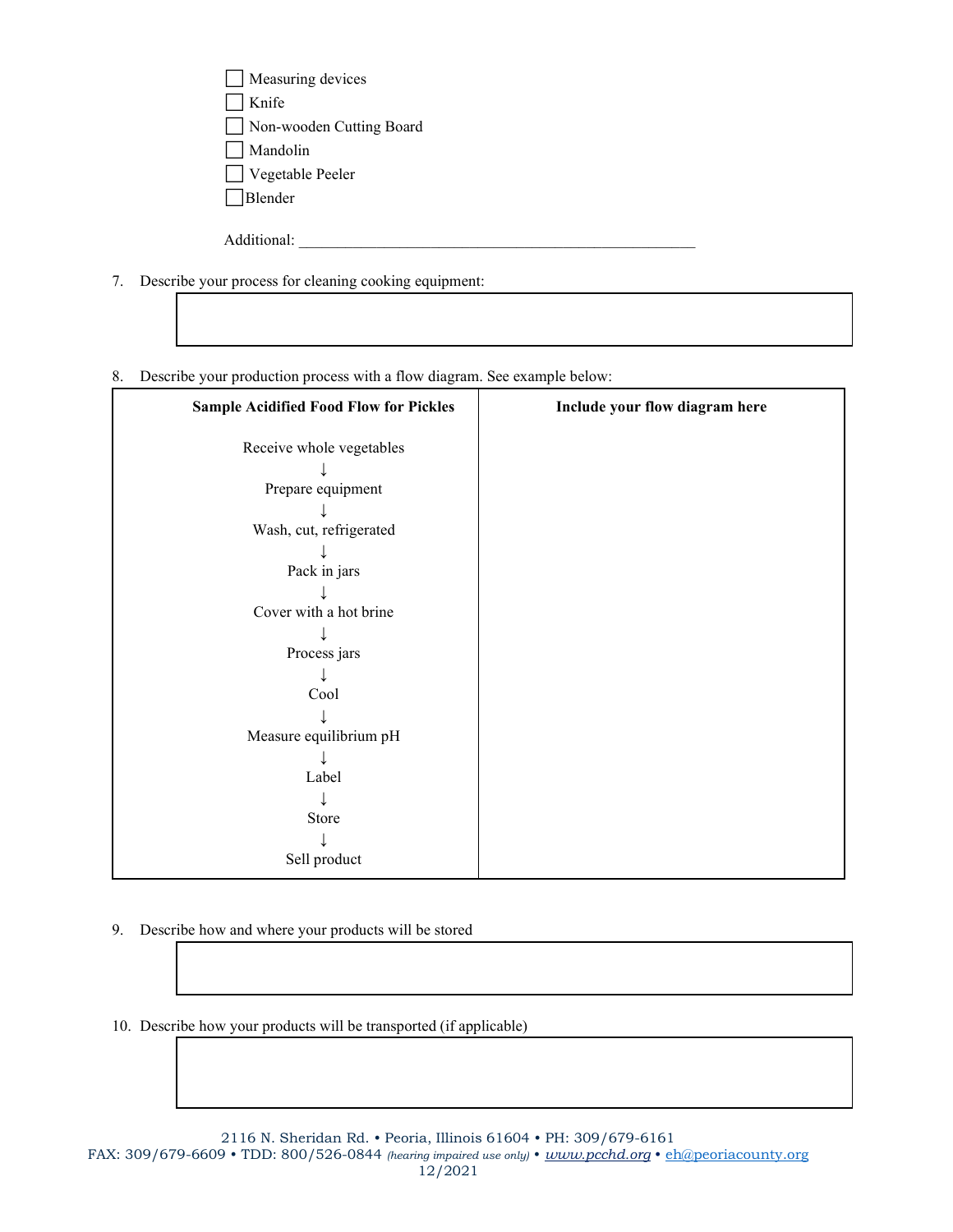- [ ] Measuring devices
- [ ] Knife
- [ ] Non-wooden Cutting Board
- [ ] Mandolin
- [ ] Vegetable Peeler
- [ ] Blender

Additional: ___________________________________________________

7. Describe your process for cleaning cooking equipment:

| |
|---|
| |

8. Describe your production process with a flow diagram. See example below:

| **Sample Acidified Food Flow for Pickles** | **Include your flow diagram here** |
|---|---|
| Receive whole vegetables<br>↓<br>Prepare equipment<br>↓<br>Wash, cut, refrigerated<br>↓<br>Pack in jars<br>↓<br>Cover with a hot brine<br>↓<br>Process jars<br>↓<br>Cool<br>↓<br>Measure equilibrium pH<br>↓<br>Label<br>↓<br>Store<br>↓<br>Sell product | |

9. Describe how and where your products will be stored

| |
|---|
| |

10. Describe how your products will be transported (if applicable)

| |
|---|
| |

2116 N. Sheridan Rd. • Peoria, Illinois 61604 • PH: 309/679-6161
FAX: 309/679-6609 • TDD: 800/526-0844 *(hearing impaired use only)* • *www.pcchd.org* • eh@peoriacounty.org
12/2021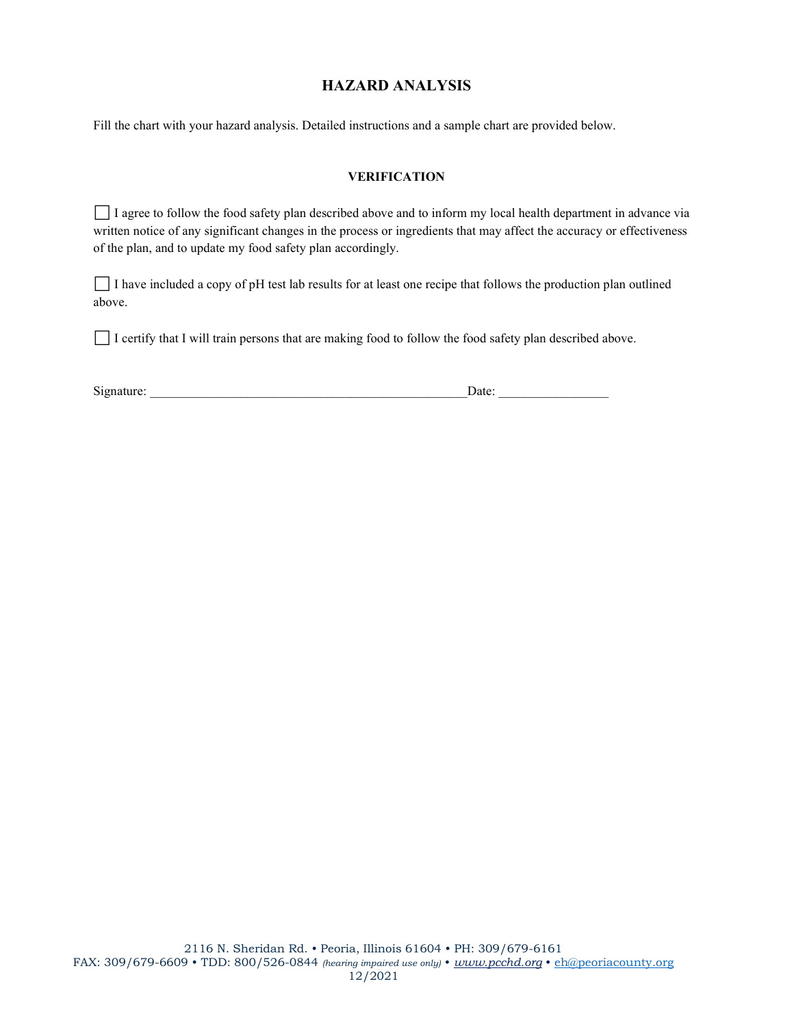## HAZARD ANALYSIS

Fill the chart with your hazard analysis. Detailed instructions and a sample chart are provided below.

### VERIFICATION

☐ I agree to follow the food safety plan described above and to inform my local health department in advance via written notice of any significant changes in the process or ingredients that may affect the accuracy or effectiveness of the plan, and to update my food safety plan accordingly.

☐ I have included a copy of pH test lab results for at least one recipe that follows the production plan outlined above.

☐ I certify that I will train persons that are making food to follow the food safety plan described above.

Signature: ________________________________________________Date: ________________

2116 N. Sheridan Rd. • Peoria, Illinois 61604 • PH: 309/679-6161
FAX: 309/679-6609 • TDD: 800/526-0844 *(hearing impaired use only)* • *www.pcchd.org* • eh@peoriacounty.org
12/2021